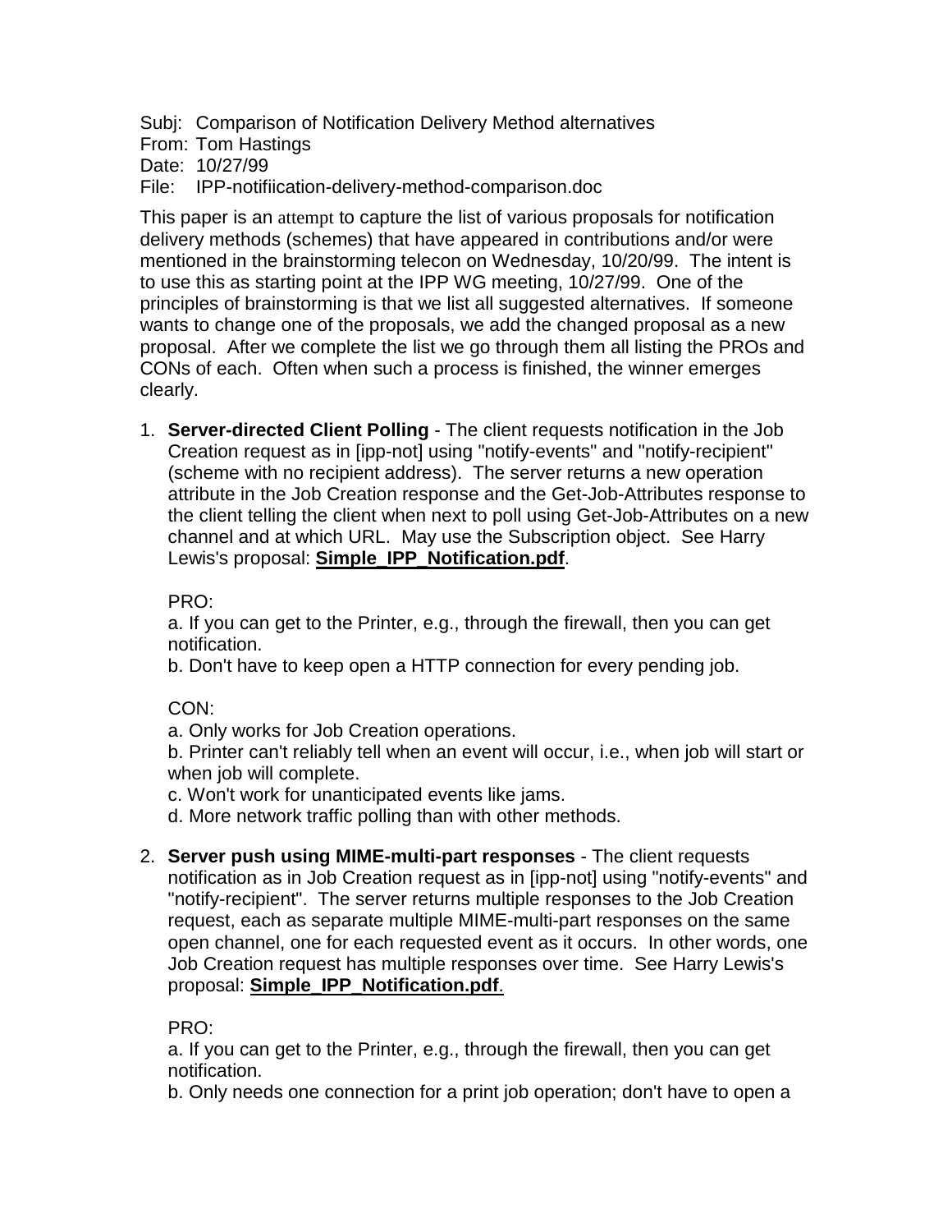Subj: Comparison of Notification Delivery Method alternatives
From: Tom Hastings
Date: 10/27/99
File: IPP-notifiication-delivery-method-comparison.doc

This paper is an attempt to capture the list of various proposals for notification delivery methods (schemes) that have appeared in contributions and/or were mentioned in the brainstorming telecon on Wednesday, 10/20/99. The intent is to use this as starting point at the IPP WG meeting, 10/27/99. One of the principles of brainstorming is that we list all suggested alternatives. If someone wants to change one of the proposals, we add the changed proposal as a new proposal. After we complete the list we go through them all listing the PROs and CONs of each. Often when such a process is finished, the winner emerges clearly.

1. **Server-directed Client Polling** - The client requests notification in the Job Creation request as in [ipp-not] using "notify-events" and "notify-recipient" (scheme with no recipient address). The server returns a new operation attribute in the Job Creation response and the Get-Job-Attributes response to the client telling the client when next to poll using Get-Job-Attributes on a new channel and at which URL. May use the Subscription object. See Harry Lewis's proposal: **Simple_IPP_Notification.pdf**.

   PRO:
   a. If you can get to the Printer, e.g., through the firewall, then you can get notification.
   b. Don't have to keep open a HTTP connection for every pending job.

   CON:
   a. Only works for Job Creation operations.
   b. Printer can't reliably tell when an event will occur, i.e., when job will start or when job will complete.
   c. Won't work for unanticipated events like jams.
   d. More network traffic polling than with other methods.

2. **Server push using MIME-multi-part responses** - The client requests notification as in Job Creation request as in [ipp-not] using "notify-events" and "notify-recipient". The server returns multiple responses to the Job Creation request, each as separate multiple MIME-multi-part responses on the same open channel, one for each requested event as it occurs. In other words, one Job Creation request has multiple responses over time. See Harry Lewis's proposal: **Simple_IPP_Notification.pdf**.

   PRO:
   a. If you can get to the Printer, e.g., through the firewall, then you can get notification.
   b. Only needs one connection for a print job operation; don't have to open a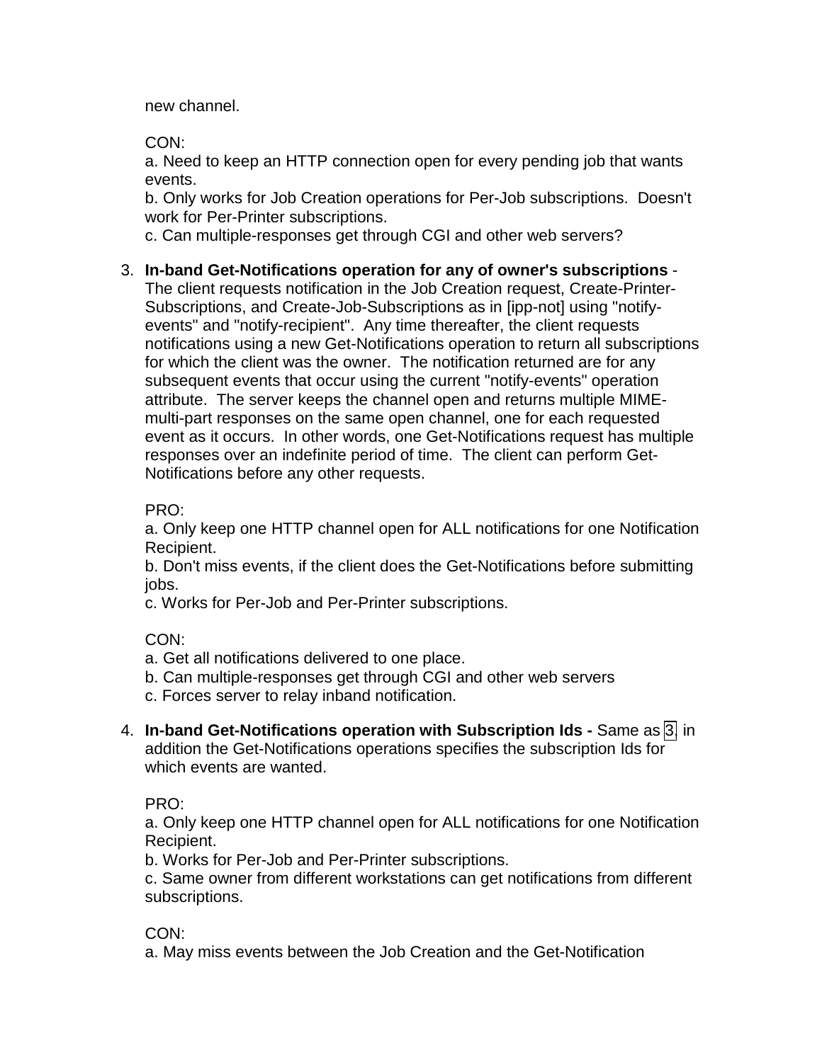new channel.

CON:
a. Need to keep an HTTP connection open for every pending job that wants events.
b. Only works for Job Creation operations for Per-Job subscriptions. Doesn't work for Per-Printer subscriptions.
c. Can multiple-responses get through CGI and other web servers?

3. **In-band Get-Notifications operation for any of owner's subscriptions** - The client requests notification in the Job Creation request, Create-Printer-Subscriptions, and Create-Job-Subscriptions as in [ipp-not] using "notify-events" and "notify-recipient". Any time thereafter, the client requests notifications using a new Get-Notifications operation to return all subscriptions for which the client was the owner. The notification returned are for any subsequent events that occur using the current "notify-events" operation attribute. The server keeps the channel open and returns multiple MIME-multi-part responses on the same open channel, one for each requested event as it occurs. In other words, one Get-Notifications request has multiple responses over an indefinite period of time. The client can perform Get-Notifications before any other requests.

   PRO:
   a. Only keep one HTTP channel open for ALL notifications for one Notification Recipient.
   b. Don't miss events, if the client does the Get-Notifications before submitting jobs.
   c. Works for Per-Job and Per-Printer subscriptions.

   CON:
   a. Get all notifications delivered to one place.
   b. Can multiple-responses get through CGI and other web servers
   c. Forces server to relay inband notification.

4. **In-band Get-Notifications operation with Subscription Ids -** Same as 3, in addition the Get-Notifications operations specifies the subscription Ids for which events are wanted.

   PRO:
   a. Only keep one HTTP channel open for ALL notifications for one Notification Recipient.
   b. Works for Per-Job and Per-Printer subscriptions.
   c. Same owner from different workstations can get notifications from different subscriptions.

   CON:
   a. May miss events between the Job Creation and the Get-Notification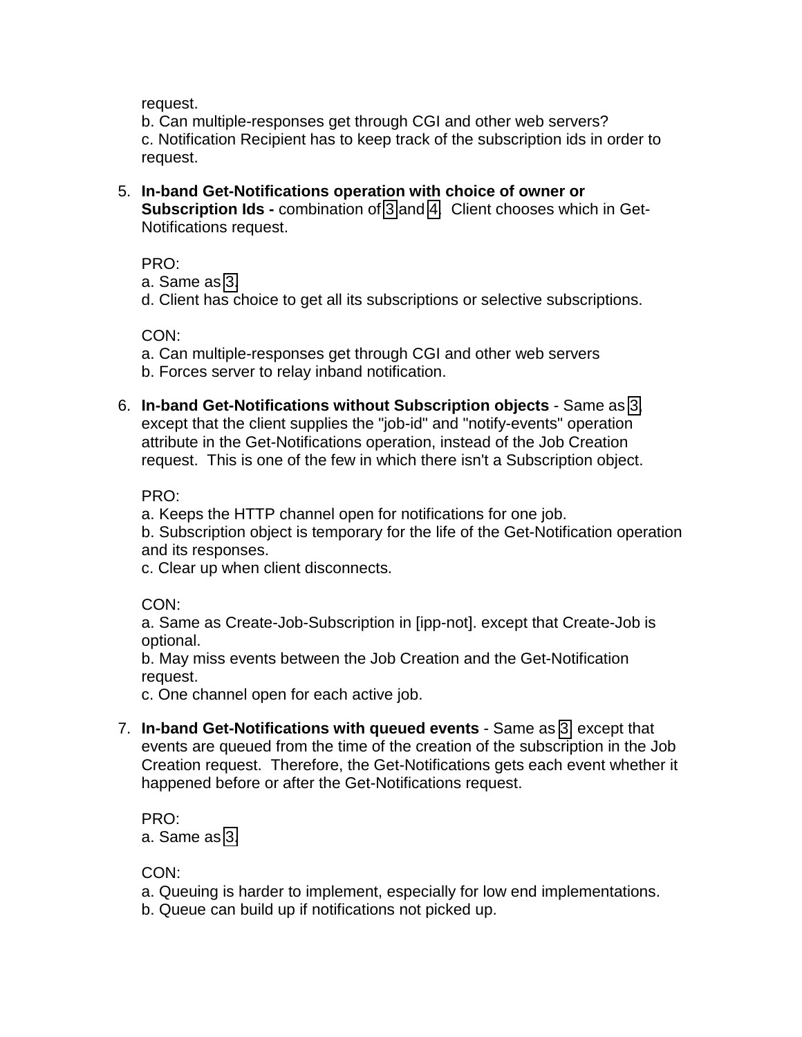request.
b. Can multiple-responses get through CGI and other web servers?
c. Notification Recipient has to keep track of the subscription ids in order to request.

5. **In-band Get-Notifications operation with choice of owner or Subscription Ids -** combination of 3 and 4. Client chooses which in Get-Notifications request.

   PRO:
   a. Same as 3.
   d. Client has choice to get all its subscriptions or selective subscriptions.

   CON:
   a. Can multiple-responses get through CGI and other web servers
   b. Forces server to relay inband notification.

6. **In-band Get-Notifications without Subscription objects** - Same as 3, except that the client supplies the "job-id" and "notify-events" operation attribute in the Get-Notifications operation, instead of the Job Creation request. This is one of the few in which there isn't a Subscription object.

   PRO:
   a. Keeps the HTTP channel open for notifications for one job.
   b. Subscription object is temporary for the life of the Get-Notification operation and its responses.
   c. Clear up when client disconnects.

   CON:
   a. Same as Create-Job-Subscription in [ipp-not]. except that Create-Job is optional.
   b. May miss events between the Job Creation and the Get-Notification request.
   c. One channel open for each active job.

7. **In-band Get-Notifications with queued events** - Same as 3, except that events are queued from the time of the creation of the subscription in the Job Creation request. Therefore, the Get-Notifications gets each event whether it happened before or after the Get-Notifications request.

   PRO:
   a. Same as 3.

   CON:
   a. Queuing is harder to implement, especially for low end implementations.
   b. Queue can build up if notifications not picked up.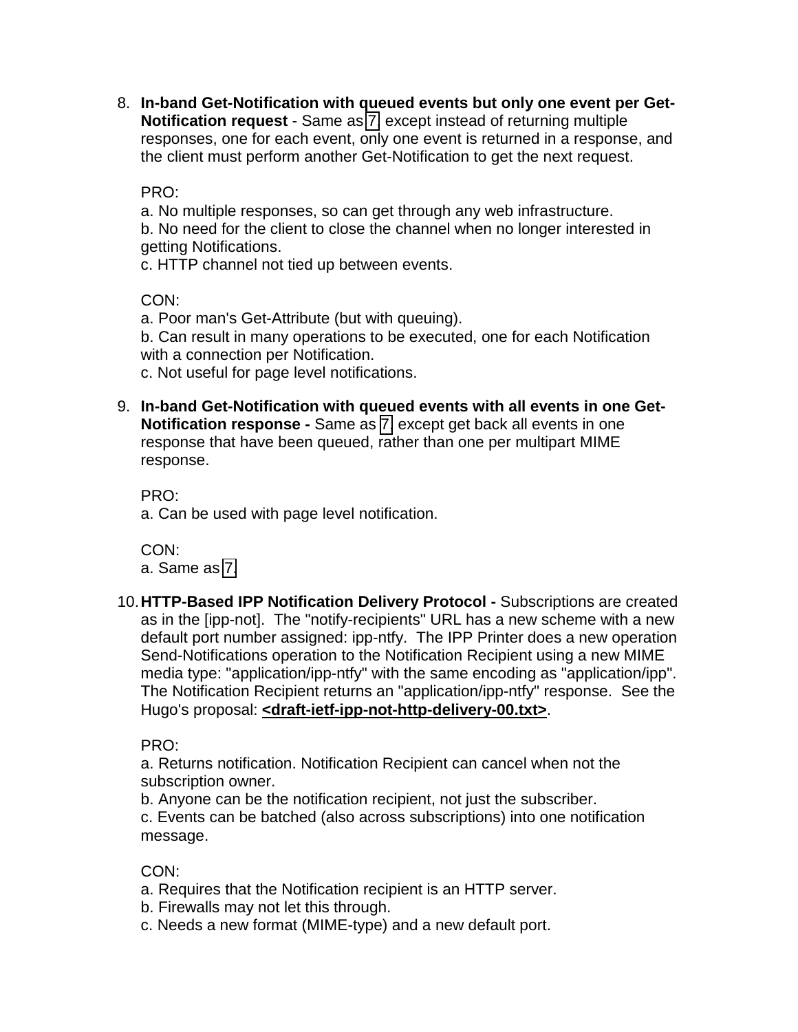8. **In-band Get-Notification with queued events but only one event per Get-Notification request** - Same as 7 except instead of returning multiple responses, one for each event, only one event is returned in a response, and the client must perform another Get-Notification to get the next request.

   PRO:
   a. No multiple responses, so can get through any web infrastructure.
   b. No need for the client to close the channel when no longer interested in getting Notifications.
   c. HTTP channel not tied up between events.

   CON:
   a. Poor man's Get-Attribute (but with queuing).
   b. Can result in many operations to be executed, one for each Notification with a connection per Notification.
   c. Not useful for page level notifications.

9. **In-band Get-Notification with queued events with all events in one Get-Notification response -** Same as 7 except get back all events in one response that have been queued, rather than one per multipart MIME response.

   PRO:
   a. Can be used with page level notification.

   CON:
   a. Same as 7.

10. **HTTP-Based IPP Notification Delivery Protocol -** Subscriptions are created as in the [ipp-not]. The "notify-recipients" URL has a new scheme with a new default port number assigned: ipp-ntfy. The IPP Printer does a new operation Send-Notifications operation to the Notification Recipient using a new MIME media type: "application/ipp-ntfy" with the same encoding as "application/ipp". The Notification Recipient returns an "application/ipp-ntfy" response. See the Hugo's proposal: **<draft-ietf-ipp-not-http-delivery-00.txt>**.

    PRO:
    a. Returns notification. Notification Recipient can cancel when not the subscription owner.
    b. Anyone can be the notification recipient, not just the subscriber.
    c. Events can be batched (also across subscriptions) into one notification message.

    CON:
    a. Requires that the Notification recipient is an HTTP server.
    b. Firewalls may not let this through.
    c. Needs a new format (MIME-type) and a new default port.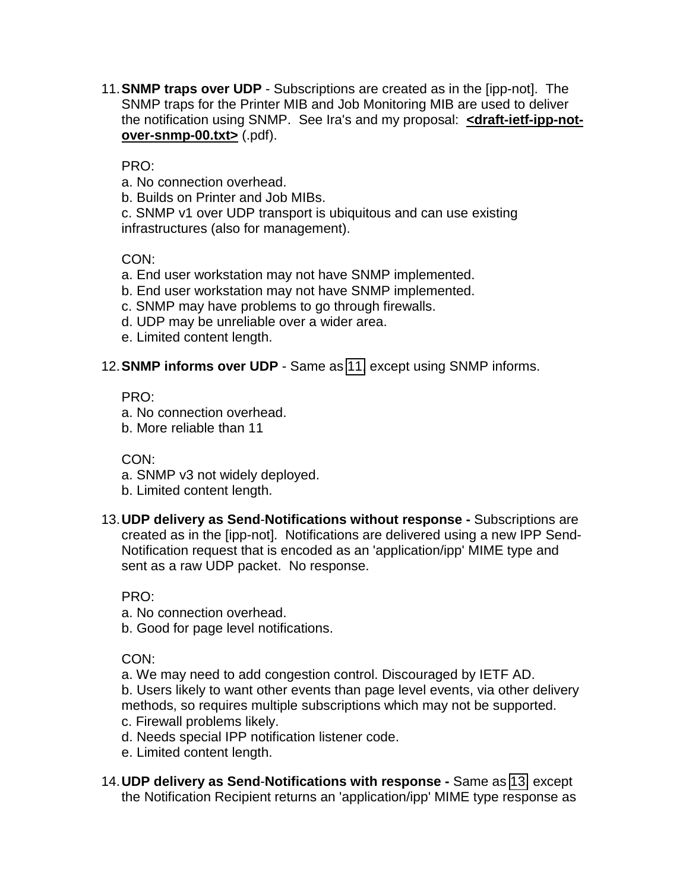11. **SNMP traps over UDP** - Subscriptions are created as in the [ipp-not]. The SNMP traps for the Printer MIB and Job Monitoring MIB are used to deliver the notification using SNMP. See Ira's and my proposal: **<draft-ietf-ipp-not-over-snmp-00.txt>** (.pdf).

    PRO:
    a. No connection overhead.
    b. Builds on Printer and Job MIBs.
    c. SNMP v1 over UDP transport is ubiquitous and can use existing infrastructures (also for management).

    CON:
    a. End user workstation may not have SNMP implemented.
    b. End user workstation may not have SNMP implemented.
    c. SNMP may have problems to go through firewalls.
    d. UDP may be unreliable over a wider area.
    e. Limited content length.

12. **SNMP informs over UDP** - Same as 11. except using SNMP informs.

    PRO:
    a. No connection overhead.
    b. More reliable than 11

    CON:
    a. SNMP v3 not widely deployed.
    b. Limited content length.

13. **UDP delivery as Send-Notifications without response -** Subscriptions are created as in the [ipp-not]. Notifications are delivered using a new IPP Send-Notification request that is encoded as an 'application/ipp' MIME type and sent as a raw UDP packet. No response.

    PRO:
    a. No connection overhead.
    b. Good for page level notifications.

    CON:
    a. We may need to add congestion control. Discouraged by IETF AD.
    b. Users likely to want other events than page level events, via other delivery methods, so requires multiple subscriptions which may not be supported.
    c. Firewall problems likely.
    d. Needs special IPP notification listener code.
    e. Limited content length.

14. **UDP delivery as Send-Notifications with response -** Same as 13. except the Notification Recipient returns an 'application/ipp' MIME type response as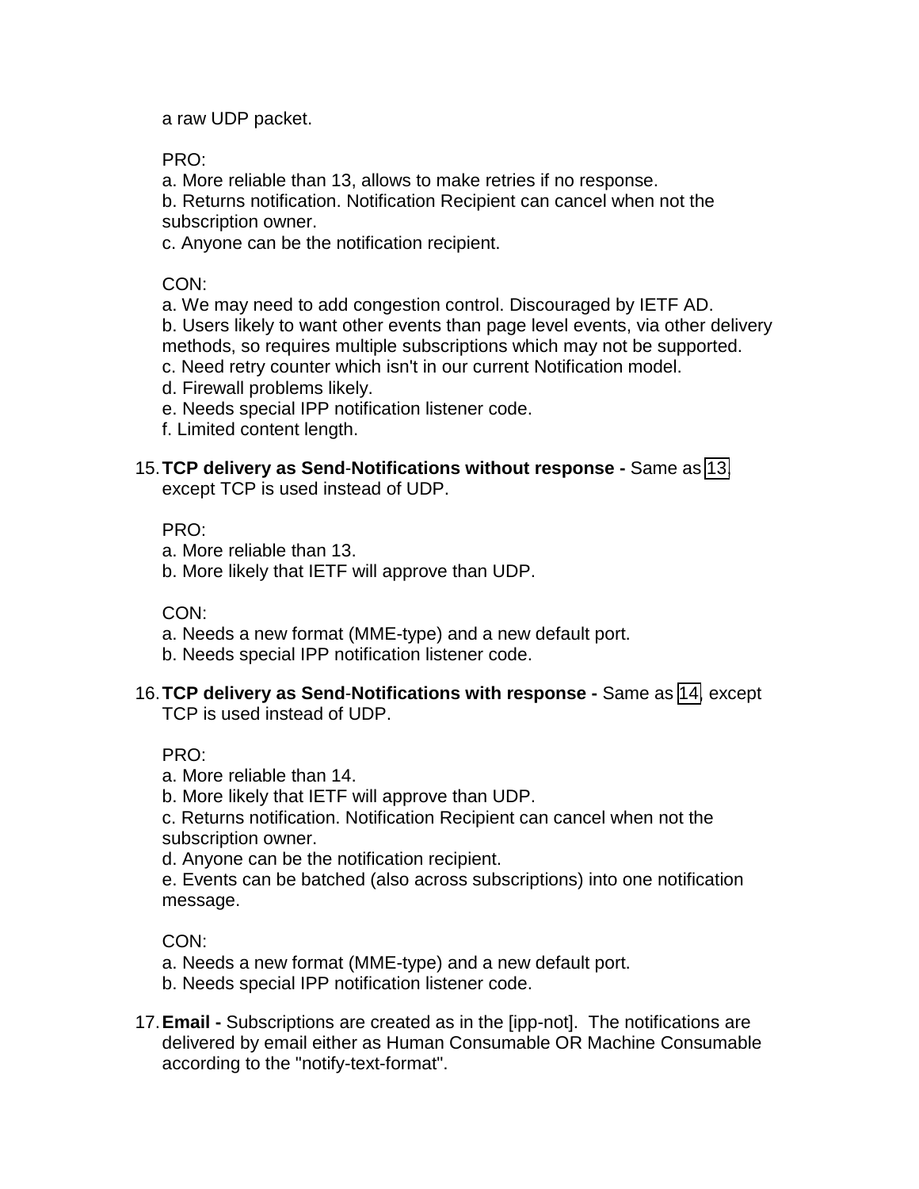a raw UDP packet.

PRO:

a. More reliable than 13, allows to make retries if no response.
b. Returns notification. Notification Recipient can cancel when not the subscription owner.
c. Anyone can be the notification recipient.

CON:

a. We may need to add congestion control. Discouraged by IETF AD.
b. Users likely to want other events than page level events, via other delivery methods, so requires multiple subscriptions which may not be supported.
c. Need retry counter which isn't in our current Notification model.
d. Firewall problems likely.
e. Needs special IPP notification listener code.
f. Limited content length.

15. **TCP delivery as Send-Notifications without response -** Same as 13, except TCP is used instead of UDP.

    PRO:

    a. More reliable than 13.
    b. More likely that IETF will approve than UDP.

    CON:

    a. Needs a new format (MME-type) and a new default port.
    b. Needs special IPP notification listener code.

16. **TCP delivery as Send-Notifications with response -** Same as 14, except TCP is used instead of UDP.

    PRO:

    a. More reliable than 14.
    b. More likely that IETF will approve than UDP.
    c. Returns notification. Notification Recipient can cancel when not the subscription owner.
    d. Anyone can be the notification recipient.
    e. Events can be batched (also across subscriptions) into one notification message.

    CON:

    a. Needs a new format (MME-type) and a new default port.
    b. Needs special IPP notification listener code.

17. **Email -** Subscriptions are created as in the [ipp-not]. The notifications are delivered by email either as Human Consumable OR Machine Consumable according to the "notify-text-format".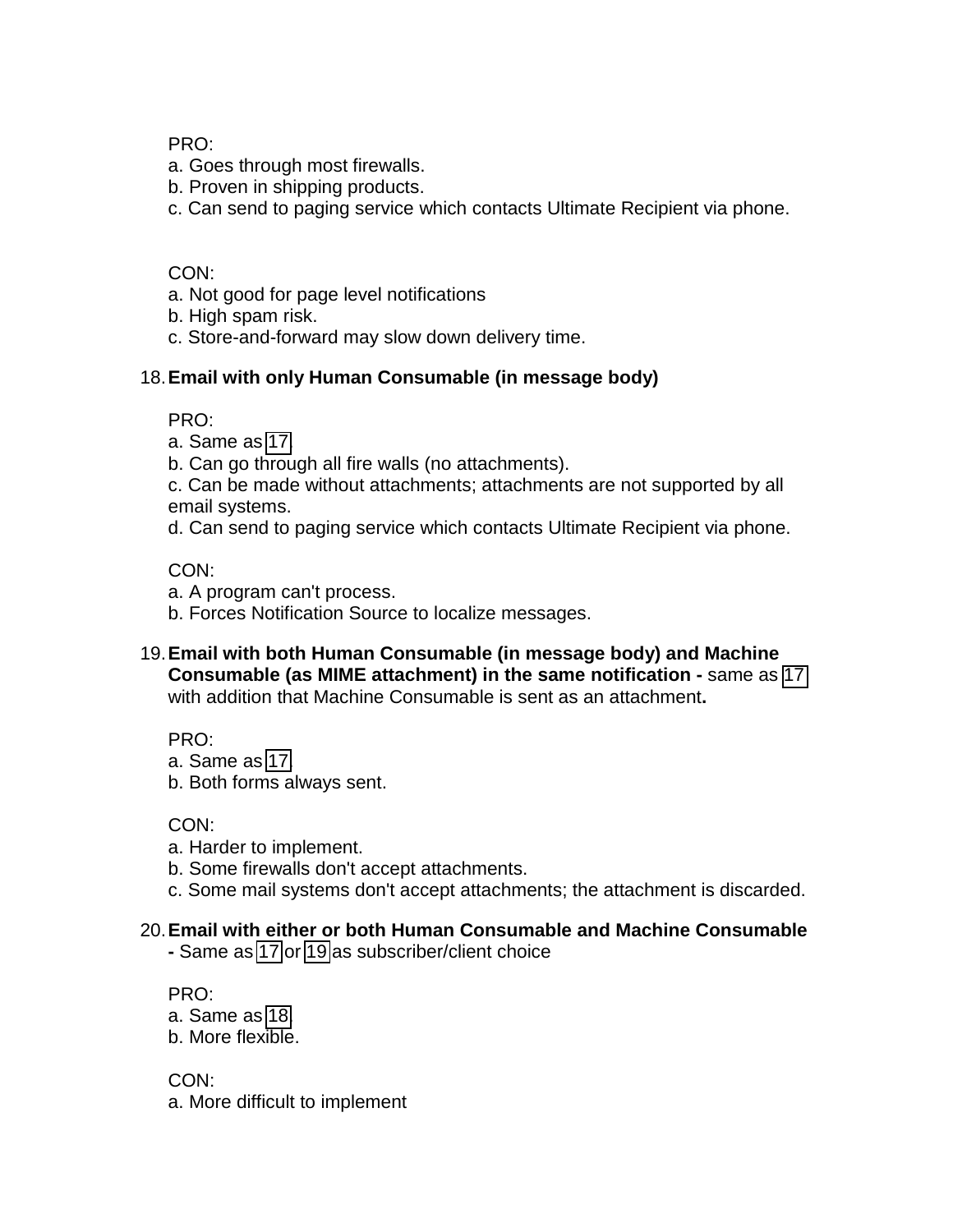PRO:

a. Goes through most firewalls.
b. Proven in shipping products.
c. Can send to paging service which contacts Ultimate Recipient via phone.

CON:

a. Not good for page level notifications
b. High spam risk.
c. Store-and-forward may slow down delivery time.

18. **Email with only Human Consumable (in message body)**

    PRO:

    a. Same as 17.
    b. Can go through all fire walls (no attachments).
    c. Can be made without attachments; attachments are not supported by all email systems.
    d. Can send to paging service which contacts Ultimate Recipient via phone.

    CON:

    a. A program can't process.
    b. Forces Notification Source to localize messages.

19. **Email with both Human Consumable (in message body) and Machine Consumable (as MIME attachment) in the same notification -** same as 17 with addition that Machine Consumable is sent as an attachment**.**

    PRO:

    a. Same as 17.
    b. Both forms always sent.

    CON:

    a. Harder to implement.
    b. Some firewalls don't accept attachments.
    c. Some mail systems don't accept attachments; the attachment is discarded.

20. **Email with either or both Human Consumable and Machine Consumable -** Same as 17 or 19 as subscriber/client choice

    PRO:

    a. Same as 18.
    b. More flexible.

    CON:

    a. More difficult to implement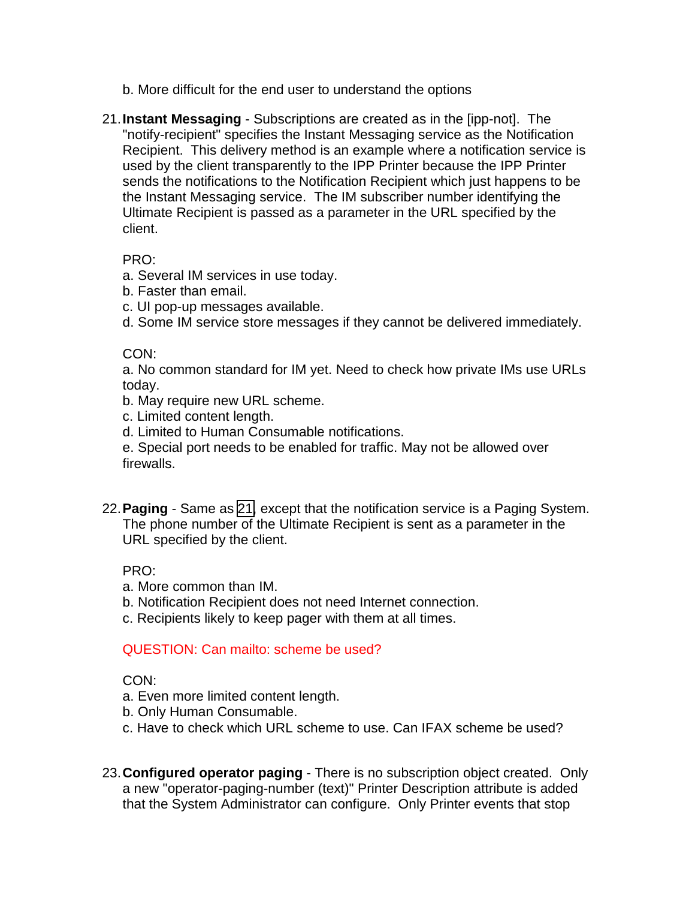b. More difficult for the end user to understand the options

21. **Instant Messaging** - Subscriptions are created as in the [ipp-not]. The "notify-recipient" specifies the Instant Messaging service as the Notification Recipient. This delivery method is an example where a notification service is used by the client transparently to the IPP Printer because the IPP Printer sends the notifications to the Notification Recipient which just happens to be the Instant Messaging service. The IM subscriber number identifying the Ultimate Recipient is passed as a parameter in the URL specified by the client.

    PRO:
    a. Several IM services in use today.
    b. Faster than email.
    c. UI pop-up messages available.
    d. Some IM service store messages if they cannot be delivered immediately.

    CON:
    a. No common standard for IM yet. Need to check how private IMs use URLs today.
    b. May require new URL scheme.
    c. Limited content length.
    d. Limited to Human Consumable notifications.
    e. Special port needs to be enabled for traffic. May not be allowed over firewalls.

22. **Paging** - Same as 21, except that the notification service is a Paging System. The phone number of the Ultimate Recipient is sent as a parameter in the URL specified by the client.

    PRO:
    a. More common than IM.
    b. Notification Recipient does not need Internet connection.
    c. Recipients likely to keep pager with them at all times.

    QUESTION: Can mailto: scheme be used?

    CON:
    a. Even more limited content length.
    b. Only Human Consumable.
    c. Have to check which URL scheme to use. Can IFAX scheme be used?

23. **Configured operator paging** - There is no subscription object created. Only a new "operator-paging-number (text)" Printer Description attribute is added that the System Administrator can configure. Only Printer events that stop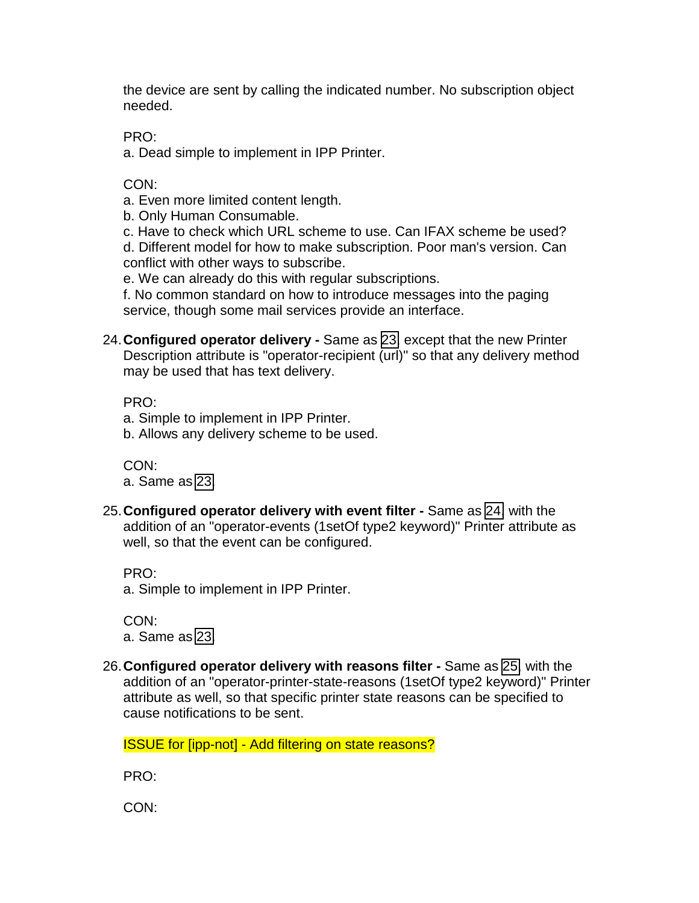the device are sent by calling the indicated number. No subscription object needed.

PRO:
a. Dead simple to implement in IPP Printer.

CON:
a. Even more limited content length.
b. Only Human Consumable.
c. Have to check which URL scheme to use. Can IFAX scheme be used?
d. Different model for how to make subscription. Poor man's version. Can conflict with other ways to subscribe.
e. We can already do this with regular subscriptions.
f. No common standard on how to introduce messages into the paging service, though some mail services provide an interface.

24. **Configured operator delivery -** Same as 23 except that the new Printer Description attribute is "operator-recipient (url)" so that any delivery method may be used that has text delivery.

    PRO:
    a. Simple to implement in IPP Printer.
    b. Allows any delivery scheme to be used.

    CON:
    a. Same as 23.

25. **Configured operator delivery with event filter -** Same as 24 with the addition of an "operator-events (1setOf type2 keyword)" Printer attribute as well, so that the event can be configured.

    PRO:
    a. Simple to implement in IPP Printer.

    CON:
    a. Same as 23

26. **Configured operator delivery with reasons filter -** Same as 25 with the addition of an "operator-printer-state-reasons (1setOf type2 keyword)" Printer attribute as well, so that specific printer state reasons can be specified to cause notifications to be sent.

    ISSUE for [ipp-not] - Add filtering on state reasons?

    PRO:

    CON: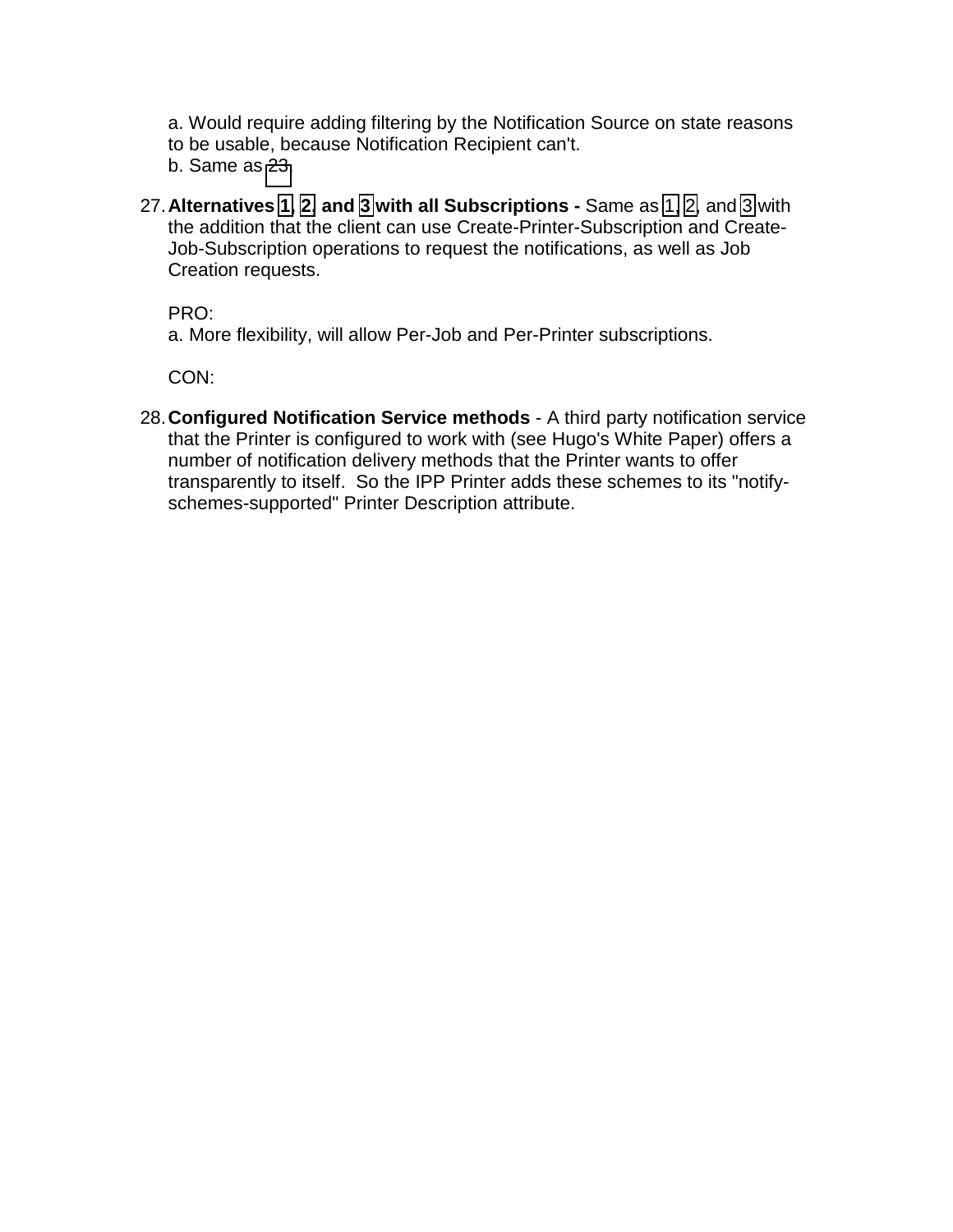a. Would require adding filtering by the Notification Source on state reasons to be usable, because Notification Recipient can't.
b. Same as 23.

27. **Alternatives 1, 2, and 3 with all Subscriptions -** Same as 1, 2, and 3 with the addition that the client can use Create-Printer-Subscription and Create-Job-Subscription operations to request the notifications, as well as Job Creation requests.

    PRO:
    a. More flexibility, will allow Per-Job and Per-Printer subscriptions.

    CON:

28. **Configured Notification Service methods** - A third party notification service that the Printer is configured to work with (see Hugo's White Paper) offers a number of notification delivery methods that the Printer wants to offer transparently to itself. So the IPP Printer adds these schemes to its "notify-schemes-supported" Printer Description attribute.